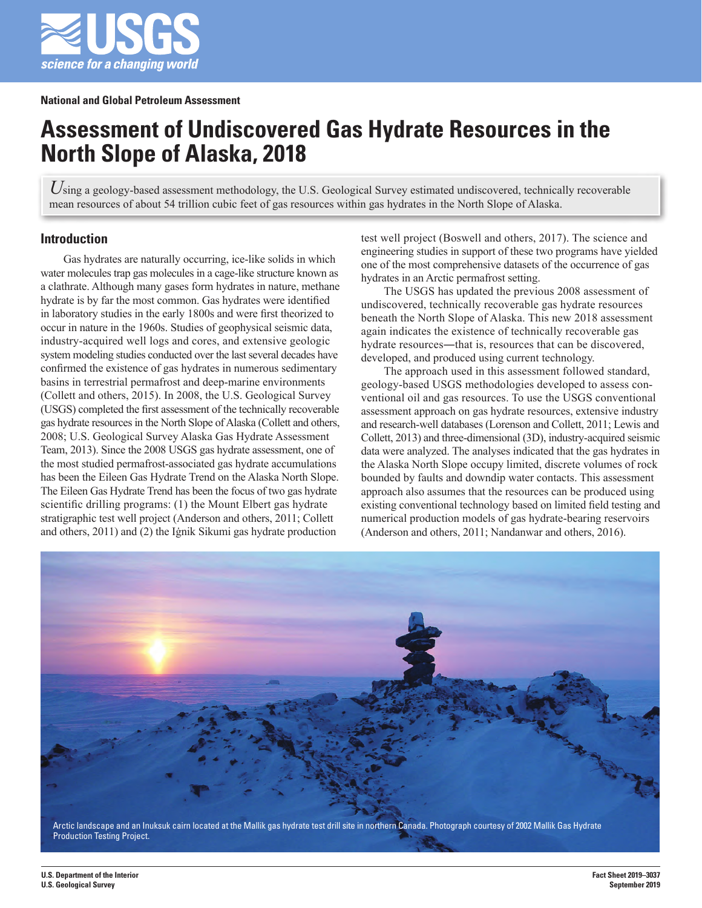National and Global Petroleum Assessment

# Assessment of Undiscovered Gas Hydrate Resources in the North Slope of Alaska, 2018

*Using a geology-based assessment methodology, the U.S. Geological Survey estimated undiscovered, technically recoverable mean resources of about 54 trillion cubic feet of gas resources within gas hydrates in the North Slope of Alaska.*

## Introduction

Gas hydrates are naturally occurring, ice-like solids in which water molecules trap gas molecules in a cage-like structure known as a clathrate. Although many gases form hydrates in nature, methane hydrate is by far the most common. Gas hydrates were identified in laboratory studies in the early 1800s and were first theorized to occur in nature in the 1960s. Studies of geophysical seismic data, industry-acquired well logs and cores, and extensive geologic system modeling studies conducted over the last several decades have confirmed the existence of gas hydrates in numerous sedimentary basins in terrestrial permafrost and deep-marine environments (Collett and others, 2015). In 2008, the U.S. Geological Survey (USGS) completed the first assessment of the technically recoverable gas hydrate resources in the North Slope of Alaska (Collett and others, 2008; U.S. Geological Survey Alaska Gas Hydrate Assessment Team, 2013). Since the 2008 USGS gas hydrate assessment, one of the most studied permafrost-associated gas hydrate accumulations has been the Eileen Gas Hydrate Trend on the Alaska North Slope. The Eileen Gas Hydrate Trend has been the focus of two gas hydrate scientific drilling programs: (1) the Mount Elbert gas hydrate stratigraphic test well project (Anderson and others, 2011; Collett and others, 2011) and (2) the Iġnik Sikumi gas hydrate production test well project (Boswell and others, 2017). The science and engineering studies in support of these two programs have yielded one of the most comprehensive datasets of the occurrence of gas hydrates in an Arctic permafrost setting.

The USGS has updated the previous 2008 assessment of undiscovered, technically recoverable gas hydrate resources beneath the North Slope of Alaska. This new 2018 assessment again indicates the existence of technically recoverable gas hydrate resources—that is, resources that can be discovered, developed, and produced using current technology.

The approach used in this assessment followed standard, geology-based USGS methodologies developed to assess conventional oil and gas resources. To use the USGS conventional assessment approach on gas hydrate resources, extensive industry and research-well databases (Lorenson and Collett, 2011; Lewis and Collett, 2013) and three-dimensional (3D), industry-acquired seismic data were analyzed. The analyses indicated that the gas hydrates in the Alaska North Slope occupy limited, discrete volumes of rock bounded by faults and downdip water contacts. This assessment approach also assumes that the resources can be produced using existing conventional technology based on limited field testing and numerical production models of gas hydrate-bearing reservoirs (Anderson and others, 2011; Nandanwar and others, 2016).

Arctic landscape and an Inuksuk cairn located at the Mallik gas hydrate test drill site in northern Canada. Photograph courtesy of 2002 Mallik Gas Hydrate Production Testing Project.

U.S. Department of the Interior
U.S. Geological Survey

Fact Sheet 2019–3037
September 2019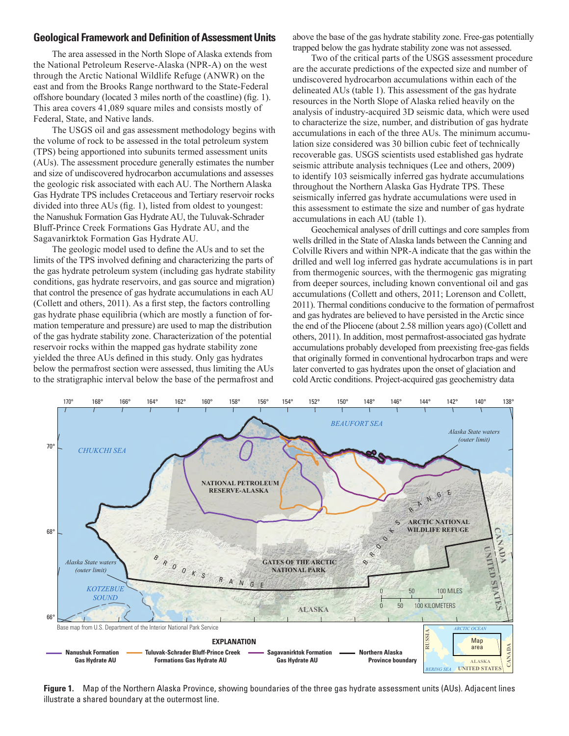## Geological Framework and Definition of Assessment Units

The area assessed in the North Slope of Alaska extends from the National Petroleum Reserve-Alaska (NPR-A) on the west through the Arctic National Wildlife Refuge (ANWR) on the east and from the Brooks Range northward to the State-Federal offshore boundary (located 3 miles north of the coastline) (fig. 1). This area covers 41,089 square miles and consists mostly of Federal, State, and Native lands.

The USGS oil and gas assessment methodology begins with the volume of rock to be assessed in the total petroleum system (TPS) being apportioned into subunits termed assessment units (AUs). The assessment procedure generally estimates the number and size of undiscovered hydrocarbon accumulations and assesses the geologic risk associated with each AU. The Northern Alaska Gas Hydrate TPS includes Cretaceous and Tertiary reservoir rocks divided into three AUs (fig. 1), listed from oldest to youngest: the Nanushuk Formation Gas Hydrate AU, the Tuluvak-Schrader Bluff-Prince Creek Formations Gas Hydrate AU, and the Sagavanirktok Formation Gas Hydrate AU.

The geologic model used to define the AUs and to set the limits of the TPS involved defining and characterizing the parts of the gas hydrate petroleum system (including gas hydrate stability conditions, gas hydrate reservoirs, and gas source and migration) that control the presence of gas hydrate accumulations in each AU (Collett and others, 2011). As a first step, the factors controlling gas hydrate phase equilibria (which are mostly a function of formation temperature and pressure) are used to map the distribution of the gas hydrate stability zone. Characterization of the potential reservoir rocks within the mapped gas hydrate stability zone yielded the three AUs defined in this study. Only gas hydrates below the permafrost section were assessed, thus limiting the AUs to the stratigraphic interval below the base of the permafrost and above the base of the gas hydrate stability zone. Free-gas potentially trapped below the gas hydrate stability zone was not assessed.

Two of the critical parts of the USGS assessment procedure are the accurate predictions of the expected size and number of undiscovered hydrocarbon accumulations within each of the delineated AUs (table 1). This assessment of the gas hydrate resources in the North Slope of Alaska relied heavily on the analysis of industry-acquired 3D seismic data, which were used to characterize the size, number, and distribution of gas hydrate accumulations in each of the three AUs. The minimum accumulation size considered was 30 billion cubic feet of technically recoverable gas. USGS scientists used established gas hydrate seismic attribute analysis techniques (Lee and others, 2009) to identify 103 seismically inferred gas hydrate accumulations throughout the Northern Alaska Gas Hydrate TPS. These seismically inferred gas hydrate accumulations were used in this assessment to estimate the size and number of gas hydrate accumulations in each AU (table 1).

Geochemical analyses of drill cuttings and core samples from wells drilled in the State of Alaska lands between the Canning and Colville Rivers and within NPR-A indicate that the gas within the drilled and well log inferred gas hydrate accumulations is in part from thermogenic sources, with the thermogenic gas migrating from deeper sources, including known conventional oil and gas accumulations (Collett and others, 2011; Lorenson and Collett, 2011). Thermal conditions conducive to the formation of permafrost and gas hydrates are believed to have persisted in the Arctic since the end of the Pliocene (about 2.58 million years ago) (Collett and others, 2011). In addition, most permafrost-associated gas hydrate accumulations probably developed from preexisting free-gas fields that originally formed in conventional hydrocarbon traps and were later converted to gas hydrates upon the onset of glaciation and cold Arctic conditions. Project-acquired gas geochemistry data

**Figure 1.** Map of the Northern Alaska Province, showing boundaries of the three gas hydrate assessment units (AUs). Adjacent lines illustrate a shared boundary at the outermost line.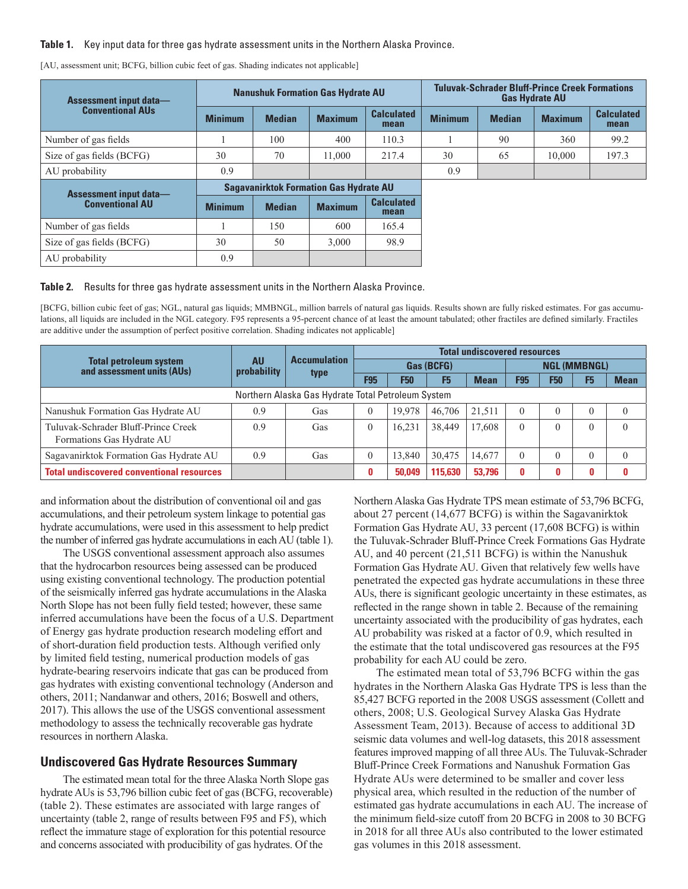**Table 1.** Key input data for three gas hydrate assessment units in the Northern Alaska Province.

[AU, assessment unit; BCFG, billion cubic feet of gas. Shading indicates not applicable]

| Assessment input data—Conventional AUs | Nanushuk Formation Gas Hydrate AU | | | | Tuluvak-Schrader Bluff-Prince Creek Formations Gas Hydrate AU | | | |
|---|---|---|---|---|---|---|---|---|
| | Minimum | Median | Maximum | Calculated mean | Minimum | Median | Maximum | Calculated mean |
| Number of gas fields | 1 | 100 | 400 | 110.3 | 1 | 90 | 360 | 99.2 |
| Size of gas fields (BCFG) | 30 | 70 | 11,000 | 217.4 | 30 | 65 | 10,000 | 197.3 |
| AU probability | 0.9 | | | | 0.9 | | | |

| Assessment input data—Conventional AU | Sagavanirktok Formation Gas Hydrate AU | | | |
|---|---|---|---|---|
| | Minimum | Median | Maximum | Calculated mean |
| Number of gas fields | 1 | 150 | 600 | 165.4 |
| Size of gas fields (BCFG) | 30 | 50 | 3,000 | 98.9 |
| AU probability | 0.9 | | | |

**Table 2.** Results for three gas hydrate assessment units in the Northern Alaska Province.

[BCFG, billion cubic feet of gas; NGL, natural gas liquids; MMBNGL, million barrels of natural gas liquids. Results shown are fully risked estimates. For gas accumulations, all liquids are included in the NGL category. F95 represents a 95-percent chance of at least the amount tabulated; other fractiles are defined similarly. Fractiles are additive under the assumption of perfect positive correlation. Shading indicates not applicable]

| Total petroleum system and assessment units (AUs) | AU probability | Accumulation type | Total undiscovered resources | | | | | | | |
|---|---|---|---|---|---|---|---|---|---|---|
| | | | Gas (BCFG) | | | | NGL (MMBNGL) | | | |
| | | | F95 | F50 | F5 | Mean | F95 | F50 | F5 | Mean |
| Northern Alaska Gas Hydrate Total Petroleum System | | | | | | | | | | |
| Nanushuk Formation Gas Hydrate AU | 0.9 | Gas | 0 | 19,978 | 46,706 | 21,511 | 0 | 0 | 0 | 0 |
| Tuluvak-Schrader Bluff-Prince Creek Formations Gas Hydrate AU | 0.9 | Gas | 0 | 16,231 | 38,449 | 17,608 | 0 | 0 | 0 | 0 |
| Sagavanirktok Formation Gas Hydrate AU | 0.9 | Gas | 0 | 13,840 | 30,475 | 14,677 | 0 | 0 | 0 | 0 |
| **Total undiscovered conventional resources** | | | **0** | **50,049** | **115,630** | **53,796** | **0** | **0** | **0** | **0** |

and information about the distribution of conventional oil and gas accumulations, and their petroleum system linkage to potential gas hydrate accumulations, were used in this assessment to help predict the number of inferred gas hydrate accumulations in each AU (table 1).

The USGS conventional assessment approach also assumes that the hydrocarbon resources being assessed can be produced using existing conventional technology. The production potential of the seismically inferred gas hydrate accumulations in the Alaska North Slope has not been fully field tested; however, these same inferred accumulations have been the focus of a U.S. Department of Energy gas hydrate production research modeling effort and of short-duration field production tests. Although verified only by limited field testing, numerical production models of gas hydrate-bearing reservoirs indicate that gas can be produced from gas hydrates with existing conventional technology (Anderson and others, 2011; Nandanwar and others, 2016; Boswell and others, 2017). This allows the use of the USGS conventional assessment methodology to assess the technically recoverable gas hydrate resources in northern Alaska.

## Undiscovered Gas Hydrate Resources Summary

The estimated mean total for the three Alaska North Slope gas hydrate AUs is 53,796 billion cubic feet of gas (BCFG, recoverable) (table 2). These estimates are associated with large ranges of uncertainty (table 2, range of results between F95 and F5), which reflect the immature stage of exploration for this potential resource and concerns associated with producibility of gas hydrates. Of the Northern Alaska Gas Hydrate TPS mean estimate of 53,796 BCFG, about 27 percent (14,677 BCFG) is within the Sagavanirktok Formation Gas Hydrate AU, 33 percent (17,608 BCFG) is within the Tuluvak-Schrader Bluff-Prince Creek Formations Gas Hydrate AU, and 40 percent (21,511 BCFG) is within the Nanushuk Formation Gas Hydrate AU. Given that relatively few wells have penetrated the expected gas hydrate accumulations in these three AUs, there is significant geologic uncertainty in these estimates, as reflected in the range shown in table 2. Because of the remaining uncertainty associated with the producibility of gas hydrates, each AU probability was risked at a factor of 0.9, which resulted in the estimate that the total undiscovered gas resources at the F95 probability for each AU could be zero.

The estimated mean total of 53,796 BCFG within the gas hydrates in the Northern Alaska Gas Hydrate TPS is less than the 85,427 BCFG reported in the 2008 USGS assessment (Collett and others, 2008; U.S. Geological Survey Alaska Gas Hydrate Assessment Team, 2013). Because of access to additional 3D seismic data volumes and well-log datasets, this 2018 assessment features improved mapping of all three AUs. The Tuluvak-Schrader Bluff-Prince Creek Formations and Nanushuk Formation Gas Hydrate AUs were determined to be smaller and cover less physical area, which resulted in the reduction of the number of estimated gas hydrate accumulations in each AU. The increase of the minimum field-size cutoff from 20 BCFG in 2008 to 30 BCFG in 2018 for all three AUs also contributed to the lower estimated gas volumes in this 2018 assessment.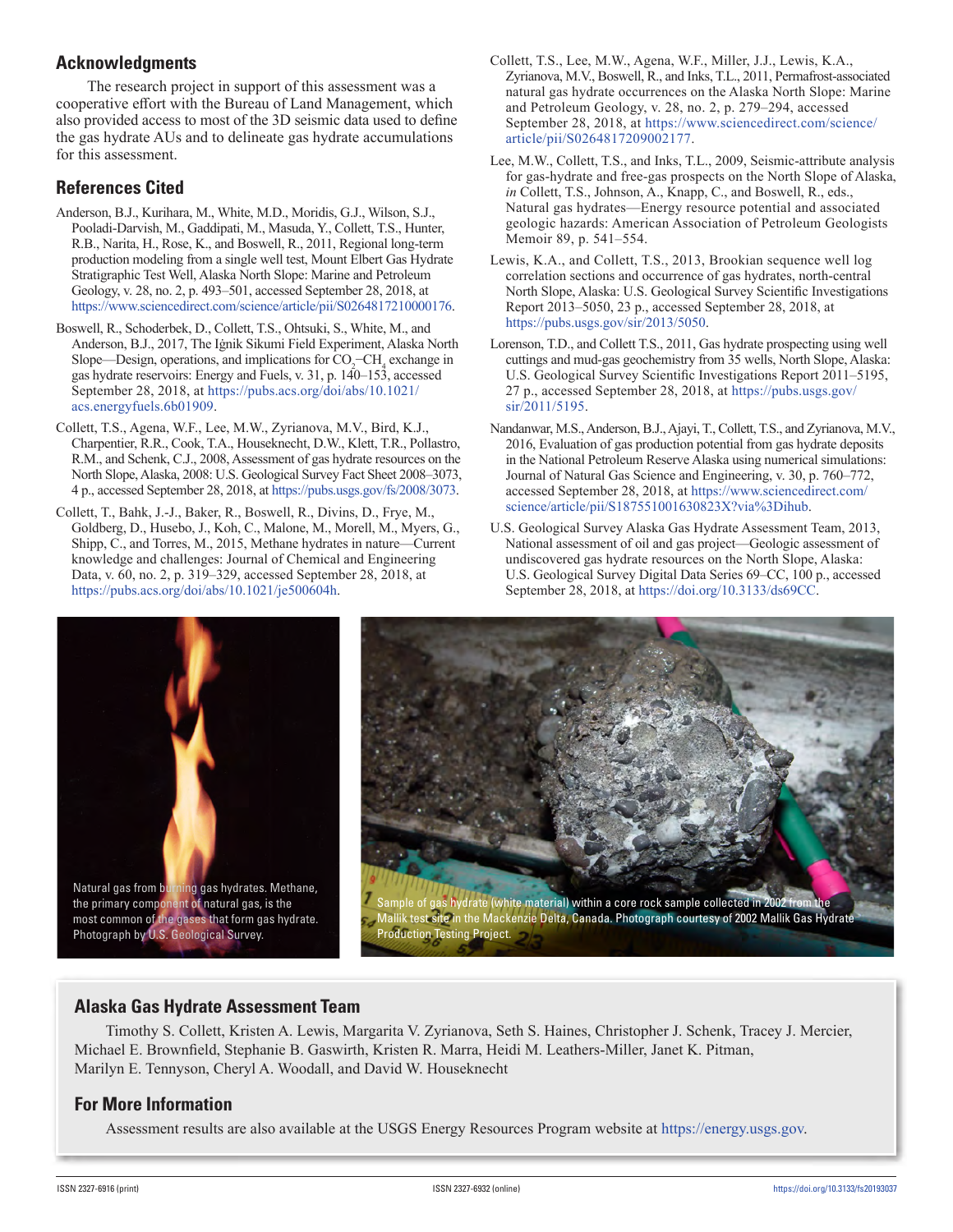## Acknowledgments

The research project in support of this assessment was a cooperative effort with the Bureau of Land Management, which also provided access to most of the 3D seismic data used to define the gas hydrate AUs and to delineate gas hydrate accumulations for this assessment.

## References Cited

Anderson, B.J., Kurihara, M., White, M.D., Moridis, G.J., Wilson, S.J., Pooladi-Darvish, M., Gaddipati, M., Masuda, Y., Collett, T.S., Hunter, R.B., Narita, H., Rose, K., and Boswell, R., 2011, Regional long-term production modeling from a single well test, Mount Elbert Gas Hydrate Stratigraphic Test Well, Alaska North Slope: Marine and Petroleum Geology, v. 28, no. 2, p. 493–501, accessed September 28, 2018, at https://www.sciencedirect.com/science/article/pii/S0264817210000176.

Boswell, R., Schoderbek, D., Collett, T.S., Ohtsuki, S., White, M., and Anderson, B.J., 2017, The Iġnik Sikumi Field Experiment, Alaska North Slope—Design, operations, and implications for $CO_2$−$CH_4$ exchange in gas hydrate reservoirs: Energy and Fuels, v. 31, p. 140–153, accessed September 28, 2018, at https://pubs.acs.org/doi/abs/10.1021/acs.energyfuels.6b01909.

Collett, T.S., Agena, W.F., Lee, M.W., Zyrianova, M.V., Bird, K.J., Charpentier, R.R., Cook, T.A., Houseknecht, D.W., Klett, T.R., Pollastro, R.M., and Schenk, C.J., 2008, Assessment of gas hydrate resources on the North Slope, Alaska, 2008: U.S. Geological Survey Fact Sheet 2008–3073, 4 p., accessed September 28, 2018, at https://pubs.usgs.gov/fs/2008/3073.

Collett, T., Bahk, J.-J., Baker, R., Boswell, R., Divins, D., Frye, M., Goldberg, D., Husebo, J., Koh, C., Malone, M., Morell, M., Myers, G., Shipp, C., and Torres, M., 2015, Methane hydrates in nature—Current knowledge and challenges: Journal of Chemical and Engineering Data, v. 60, no. 2, p. 319–329, accessed September 28, 2018, at https://pubs.acs.org/doi/abs/10.1021/je500604h.

Collett, T.S., Lee, M.W., Agena, W.F., Miller, J.J., Lewis, K.A., Zyrianova, M.V., Boswell, R., and Inks, T.L., 2011, Permafrost-associated natural gas hydrate occurrences on the Alaska North Slope: Marine and Petroleum Geology, v. 28, no. 2, p. 279–294, accessed September 28, 2018, at https://www.sciencedirect.com/science/article/pii/S0264817209002177.

Lee, M.W., Collett, T.S., and Inks, T.L., 2009, Seismic-attribute analysis for gas-hydrate and free-gas prospects on the North Slope of Alaska, *in* Collett, T.S., Johnson, A., Knapp, C., and Boswell, R., eds., Natural gas hydrates—Energy resource potential and associated geologic hazards: American Association of Petroleum Geologists Memoir 89, p. 541–554.

Lewis, K.A., and Collett, T.S., 2013, Brookian sequence well log correlation sections and occurrence of gas hydrates, north-central North Slope, Alaska: U.S. Geological Survey Scientific Investigations Report 2013–5050, 23 p., accessed September 28, 2018, at https://pubs.usgs.gov/sir/2013/5050.

Lorenson, T.D., and Collett T.S., 2011, Gas hydrate prospecting using well cuttings and mud-gas geochemistry from 35 wells, North Slope, Alaska: U.S. Geological Survey Scientific Investigations Report 2011–5195, 27 p., accessed September 28, 2018, at https://pubs.usgs.gov/sir/2011/5195.

Nandanwar, M.S., Anderson, B.J., Ajayi, T., Collett, T.S., and Zyrianova, M.V., 2016, Evaluation of gas production potential from gas hydrate deposits in the National Petroleum Reserve Alaska using numerical simulations: Journal of Natural Gas Science and Engineering, v. 30, p. 760–772, accessed September 28, 2018, at https://www.sciencedirect.com/science/article/pii/S187551001630823X?via%3Dihub.

U.S. Geological Survey Alaska Gas Hydrate Assessment Team, 2013, National assessment of oil and gas project—Geologic assessment of undiscovered gas hydrate resources on the North Slope, Alaska: U.S. Geological Survey Digital Data Series 69–CC, 100 p., accessed September 28, 2018, at https://doi.org/10.3133/ds69CC.

Natural gas from burning gas hydrates. Methane, the primary component of natural gas, is the most common of the gases that form gas hydrate. Photograph by U.S. Geological Survey.

Sample of gas hydrate (white material) within a core rock sample collected in 2002 from the Mallik test site in the Mackenzie Delta, Canada. Photograph courtesy of 2002 Mallik Gas Hydrate Production Testing Project.

## Alaska Gas Hydrate Assessment Team

Timothy S. Collett, Kristen A. Lewis, Margarita V. Zyrianova, Seth S. Haines, Christopher J. Schenk, Tracey J. Mercier, Michael E. Brownfield, Stephanie B. Gaswirth, Kristen R. Marra, Heidi M. Leathers-Miller, Janet K. Pitman, Marilyn E. Tennyson, Cheryl A. Woodall, and David W. Houseknecht

## For More Information

Assessment results are also available at the USGS Energy Resources Program website at https://energy.usgs.gov.

ISSN 2327-6916 (print) ISSN 2327-6932 (online) https://doi.org/10.3133/fs20193037